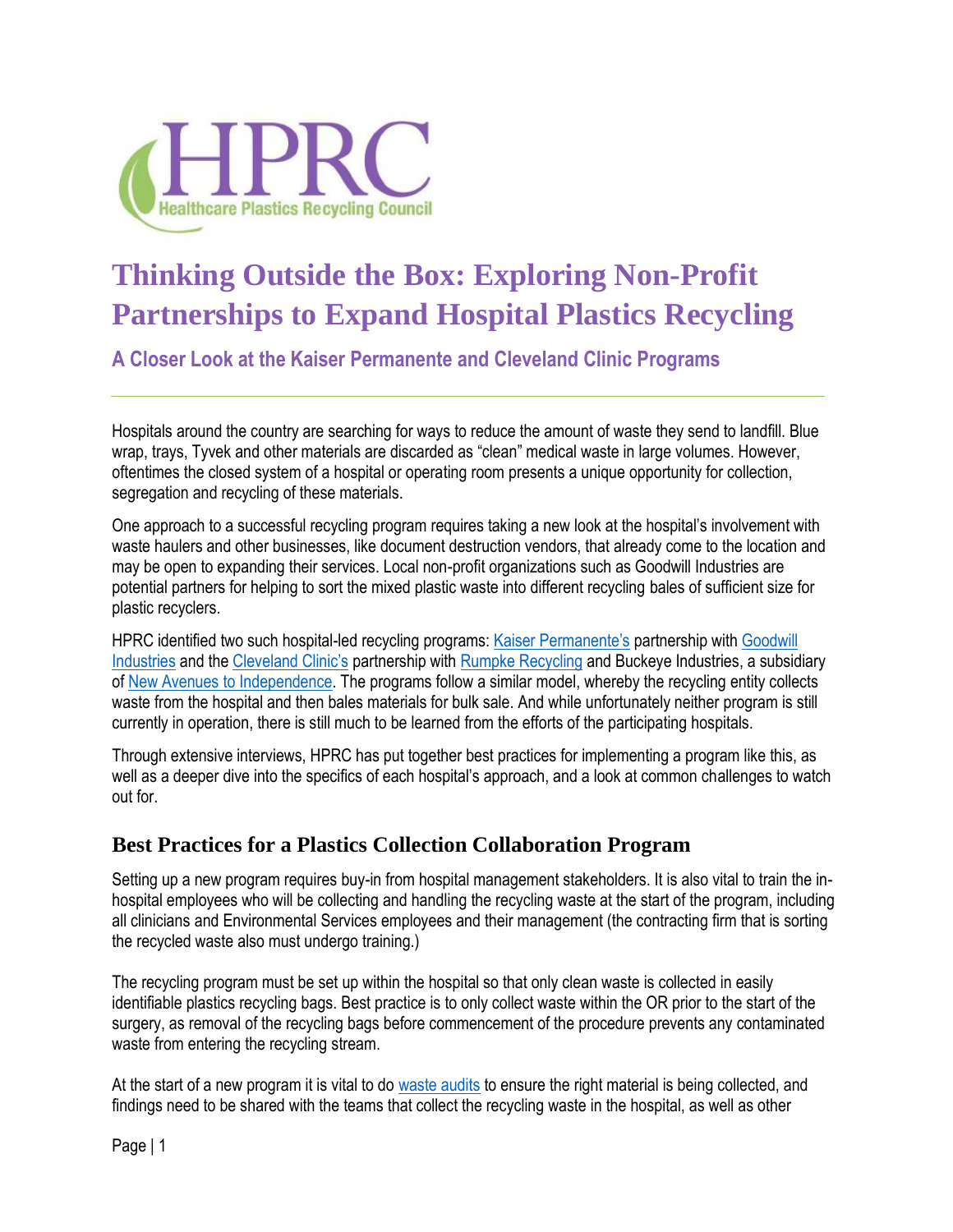HPRC
Healthcare Plastics Recycling Council

# Thinking Outside the Box: Exploring Non-Profit Partnerships to Expand Hospital Plastics Recycling

### A Closer Look at the Kaiser Permanente and Cleveland Clinic Programs

Hospitals around the country are searching for ways to reduce the amount of waste they send to landfill. Blue wrap, trays, Tyvek and other materials are discarded as "clean" medical waste in large volumes. However, oftentimes the closed system of a hospital or operating room presents a unique opportunity for collection, segregation and recycling of these materials.

One approach to a successful recycling program requires taking a new look at the hospital's involvement with waste haulers and other businesses, like document destruction vendors, that already come to the location and may be open to expanding their services. Local non-profit organizations such as Goodwill Industries are potential partners for helping to sort the mixed plastic waste into different recycling bales of sufficient size for plastic recyclers.

HPRC identified two such hospital-led recycling programs: Kaiser Permanente's partnership with Goodwill Industries and the Cleveland Clinic's partnership with Rumpke Recycling and Buckeye Industries, a subsidiary of New Avenues to Independence. The programs follow a similar model, whereby the recycling entity collects waste from the hospital and then bales materials for bulk sale. And while unfortunately neither program is still currently in operation, there is still much to be learned from the efforts of the participating hospitals.

Through extensive interviews, HPRC has put together best practices for implementing a program like this, as well as a deeper dive into the specifics of each hospital's approach, and a look at common challenges to watch out for.

## Best Practices for a Plastics Collection Collaboration Program

Setting up a new program requires buy-in from hospital management stakeholders. It is also vital to train the in-hospital employees who will be collecting and handling the recycling waste at the start of the program, including all clinicians and Environmental Services employees and their management (the contracting firm that is sorting the recycled waste also must undergo training.)

The recycling program must be set up within the hospital so that only clean waste is collected in easily identifiable plastics recycling bags. Best practice is to only collect waste within the OR prior to the start of the surgery, as removal of the recycling bags before commencement of the procedure prevents any contaminated waste from entering the recycling stream.

At the start of a new program it is vital to do waste audits to ensure the right material is being collected, and findings need to be shared with the teams that collect the recycling waste in the hospital, as well as other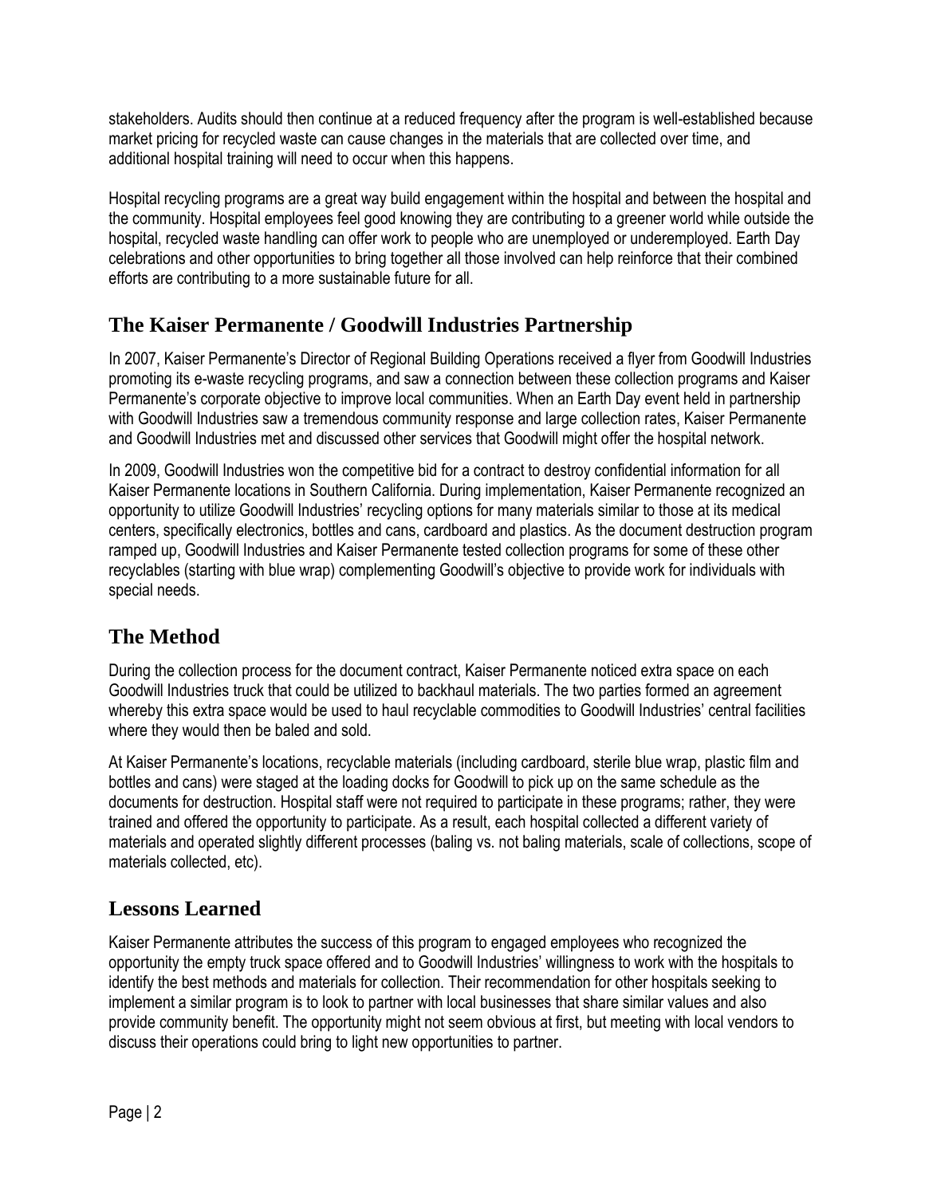stakeholders. Audits should then continue at a reduced frequency after the program is well-established because market pricing for recycled waste can cause changes in the materials that are collected over time, and additional hospital training will need to occur when this happens.

Hospital recycling programs are a great way build engagement within the hospital and between the hospital and the community. Hospital employees feel good knowing they are contributing to a greener world while outside the hospital, recycled waste handling can offer work to people who are unemployed or underemployed. Earth Day celebrations and other opportunities to bring together all those involved can help reinforce that their combined efforts are contributing to a more sustainable future for all.

## The Kaiser Permanente / Goodwill Industries Partnership

In 2007, Kaiser Permanente's Director of Regional Building Operations received a flyer from Goodwill Industries promoting its e-waste recycling programs, and saw a connection between these collection programs and Kaiser Permanente's corporate objective to improve local communities. When an Earth Day event held in partnership with Goodwill Industries saw a tremendous community response and large collection rates, Kaiser Permanente and Goodwill Industries met and discussed other services that Goodwill might offer the hospital network.

In 2009, Goodwill Industries won the competitive bid for a contract to destroy confidential information for all Kaiser Permanente locations in Southern California. During implementation, Kaiser Permanente recognized an opportunity to utilize Goodwill Industries' recycling options for many materials similar to those at its medical centers, specifically electronics, bottles and cans, cardboard and plastics. As the document destruction program ramped up, Goodwill Industries and Kaiser Permanente tested collection programs for some of these other recyclables (starting with blue wrap) complementing Goodwill's objective to provide work for individuals with special needs.

## The Method

During the collection process for the document contract, Kaiser Permanente noticed extra space on each Goodwill Industries truck that could be utilized to backhaul materials. The two parties formed an agreement whereby this extra space would be used to haul recyclable commodities to Goodwill Industries' central facilities where they would then be baled and sold.

At Kaiser Permanente's locations, recyclable materials (including cardboard, sterile blue wrap, plastic film and bottles and cans) were staged at the loading docks for Goodwill to pick up on the same schedule as the documents for destruction. Hospital staff were not required to participate in these programs; rather, they were trained and offered the opportunity to participate. As a result, each hospital collected a different variety of materials and operated slightly different processes (baling vs. not baling materials, scale of collections, scope of materials collected, etc).

## Lessons Learned

Kaiser Permanente attributes the success of this program to engaged employees who recognized the opportunity the empty truck space offered and to Goodwill Industries' willingness to work with the hospitals to identify the best methods and materials for collection. Their recommendation for other hospitals seeking to implement a similar program is to look to partner with local businesses that share similar values and also provide community benefit. The opportunity might not seem obvious at first, but meeting with local vendors to discuss their operations could bring to light new opportunities to partner.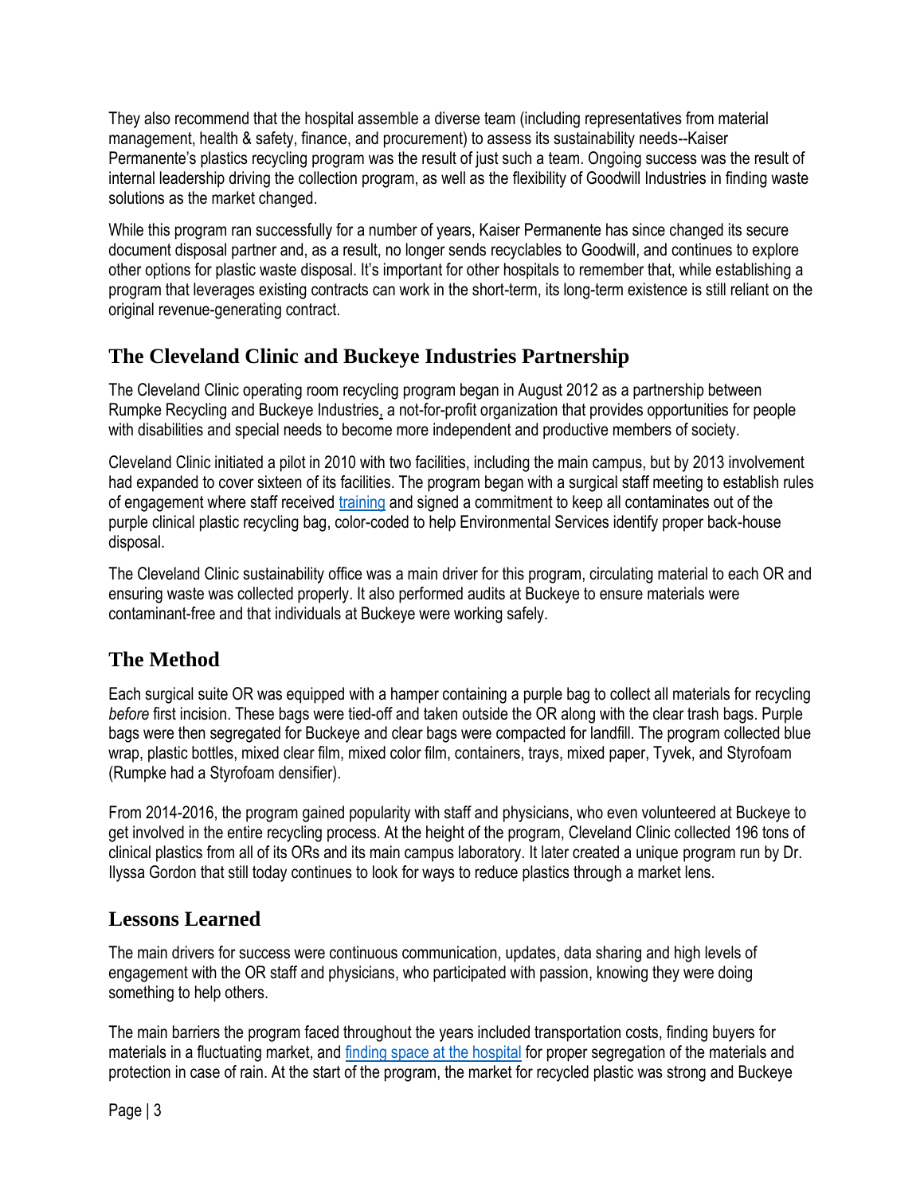They also recommend that the hospital assemble a diverse team (including representatives from material management, health & safety, finance, and procurement) to assess its sustainability needs--Kaiser Permanente's plastics recycling program was the result of just such a team. Ongoing success was the result of internal leadership driving the collection program, as well as the flexibility of Goodwill Industries in finding waste solutions as the market changed.

While this program ran successfully for a number of years, Kaiser Permanente has since changed its secure document disposal partner and, as a result, no longer sends recyclables to Goodwill, and continues to explore other options for plastic waste disposal. It's important for other hospitals to remember that, while establishing a program that leverages existing contracts can work in the short-term, its long-term existence is still reliant on the original revenue-generating contract.

## The Cleveland Clinic and Buckeye Industries Partnership

The Cleveland Clinic operating room recycling program began in August 2012 as a partnership between Rumpke Recycling and Buckeye Industries, a not-for-profit organization that provides opportunities for people with disabilities and special needs to become more independent and productive members of society.

Cleveland Clinic initiated a pilot in 2010 with two facilities, including the main campus, but by 2013 involvement had expanded to cover sixteen of its facilities. The program began with a surgical staff meeting to establish rules of engagement where staff received training and signed a commitment to keep all contaminates out of the purple clinical plastic recycling bag, color-coded to help Environmental Services identify proper back-house disposal.

The Cleveland Clinic sustainability office was a main driver for this program, circulating material to each OR and ensuring waste was collected properly. It also performed audits at Buckeye to ensure materials were contaminant-free and that individuals at Buckeye were working safely.

## The Method

Each surgical suite OR was equipped with a hamper containing a purple bag to collect all materials for recycling *before* first incision. These bags were tied-off and taken outside the OR along with the clear trash bags. Purple bags were then segregated for Buckeye and clear bags were compacted for landfill. The program collected blue wrap, plastic bottles, mixed clear film, mixed color film, containers, trays, mixed paper, Tyvek, and Styrofoam (Rumpke had a Styrofoam densifier).

From 2014-2016, the program gained popularity with staff and physicians, who even volunteered at Buckeye to get involved in the entire recycling process. At the height of the program, Cleveland Clinic collected 196 tons of clinical plastics from all of its ORs and its main campus laboratory. It later created a unique program run by Dr. Ilyssa Gordon that still today continues to look for ways to reduce plastics through a market lens.

## Lessons Learned

The main drivers for success were continuous communication, updates, data sharing and high levels of engagement with the OR staff and physicians, who participated with passion, knowing they were doing something to help others.

The main barriers the program faced throughout the years included transportation costs, finding buyers for materials in a fluctuating market, and finding space at the hospital for proper segregation of the materials and protection in case of rain. At the start of the program, the market for recycled plastic was strong and Buckeye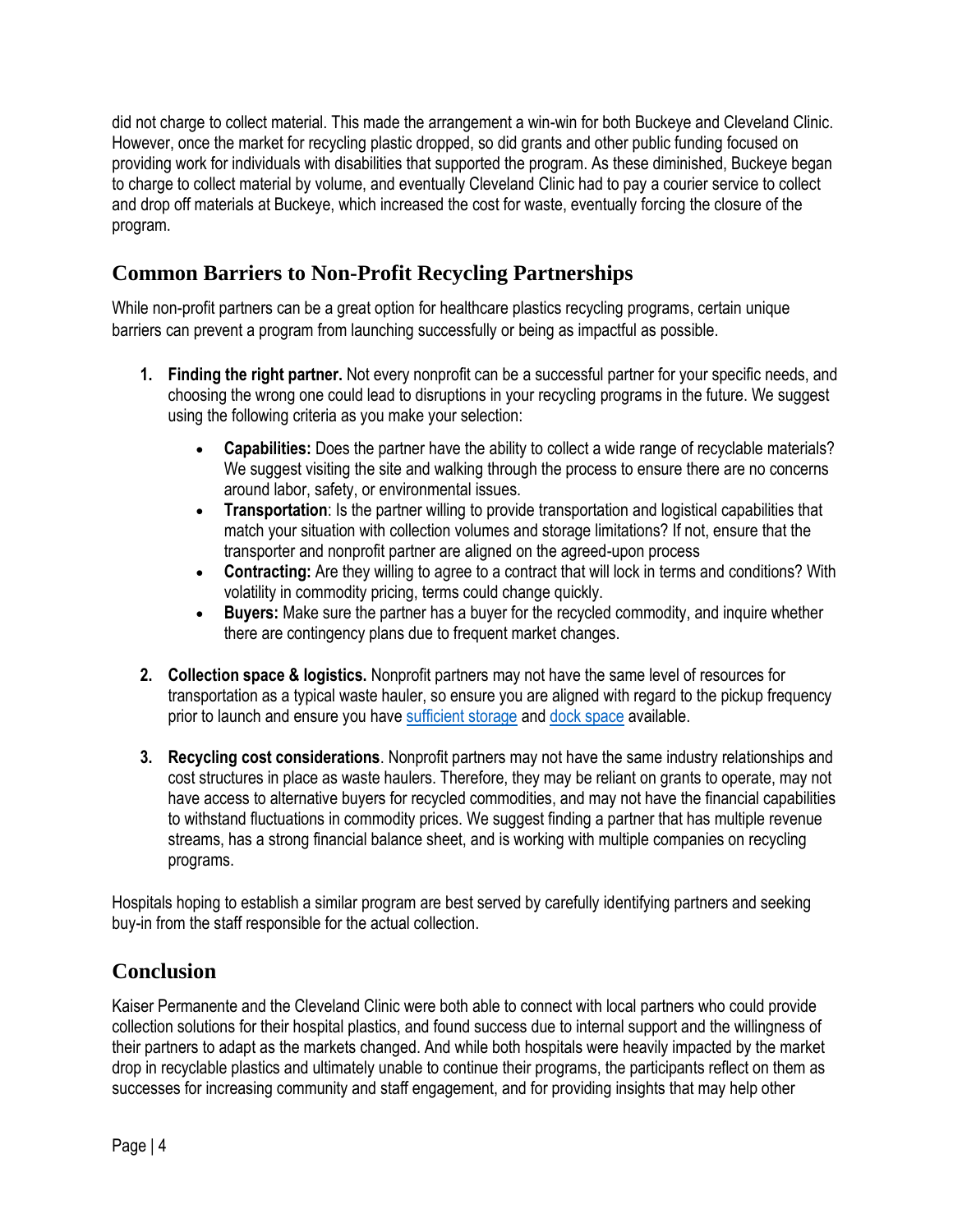did not charge to collect material. This made the arrangement a win-win for both Buckeye and Cleveland Clinic. However, once the market for recycling plastic dropped, so did grants and other public funding focused on providing work for individuals with disabilities that supported the program. As these diminished, Buckeye began to charge to collect material by volume, and eventually Cleveland Clinic had to pay a courier service to collect and drop off materials at Buckeye, which increased the cost for waste, eventually forcing the closure of the program.

## Common Barriers to Non-Profit Recycling Partnerships

While non-profit partners can be a great option for healthcare plastics recycling programs, certain unique barriers can prevent a program from launching successfully or being as impactful as possible.

1. **Finding the right partner.** Not every nonprofit can be a successful partner for your specific needs, and choosing the wrong one could lead to disruptions in your recycling programs in the future. We suggest using the following criteria as you make your selection:
   - **Capabilities:** Does the partner have the ability to collect a wide range of recyclable materials? We suggest visiting the site and walking through the process to ensure there are no concerns around labor, safety, or environmental issues.
   - **Transportation**: Is the partner willing to provide transportation and logistical capabilities that match your situation with collection volumes and storage limitations? If not, ensure that the transporter and nonprofit partner are aligned on the agreed-upon process
   - **Contracting:** Are they willing to agree to a contract that will lock in terms and conditions? With volatility in commodity pricing, terms could change quickly.
   - **Buyers:** Make sure the partner has a buyer for the recycled commodity, and inquire whether there are contingency plans due to frequent market changes.
2. **Collection space & logistics.** Nonprofit partners may not have the same level of resources for transportation as a typical waste hauler, so ensure you are aligned with regard to the pickup frequency prior to launch and ensure you have sufficient storage and dock space available.
3. **Recycling cost considerations**. Nonprofit partners may not have the same industry relationships and cost structures in place as waste haulers. Therefore, they may be reliant on grants to operate, may not have access to alternative buyers for recycled commodities, and may not have the financial capabilities to withstand fluctuations in commodity prices. We suggest finding a partner that has multiple revenue streams, has a strong financial balance sheet, and is working with multiple companies on recycling programs.

Hospitals hoping to establish a similar program are best served by carefully identifying partners and seeking buy-in from the staff responsible for the actual collection.

## Conclusion

Kaiser Permanente and the Cleveland Clinic were both able to connect with local partners who could provide collection solutions for their hospital plastics, and found success due to internal support and the willingness of their partners to adapt as the markets changed. And while both hospitals were heavily impacted by the market drop in recyclable plastics and ultimately unable to continue their programs, the participants reflect on them as successes for increasing community and staff engagement, and for providing insights that may help other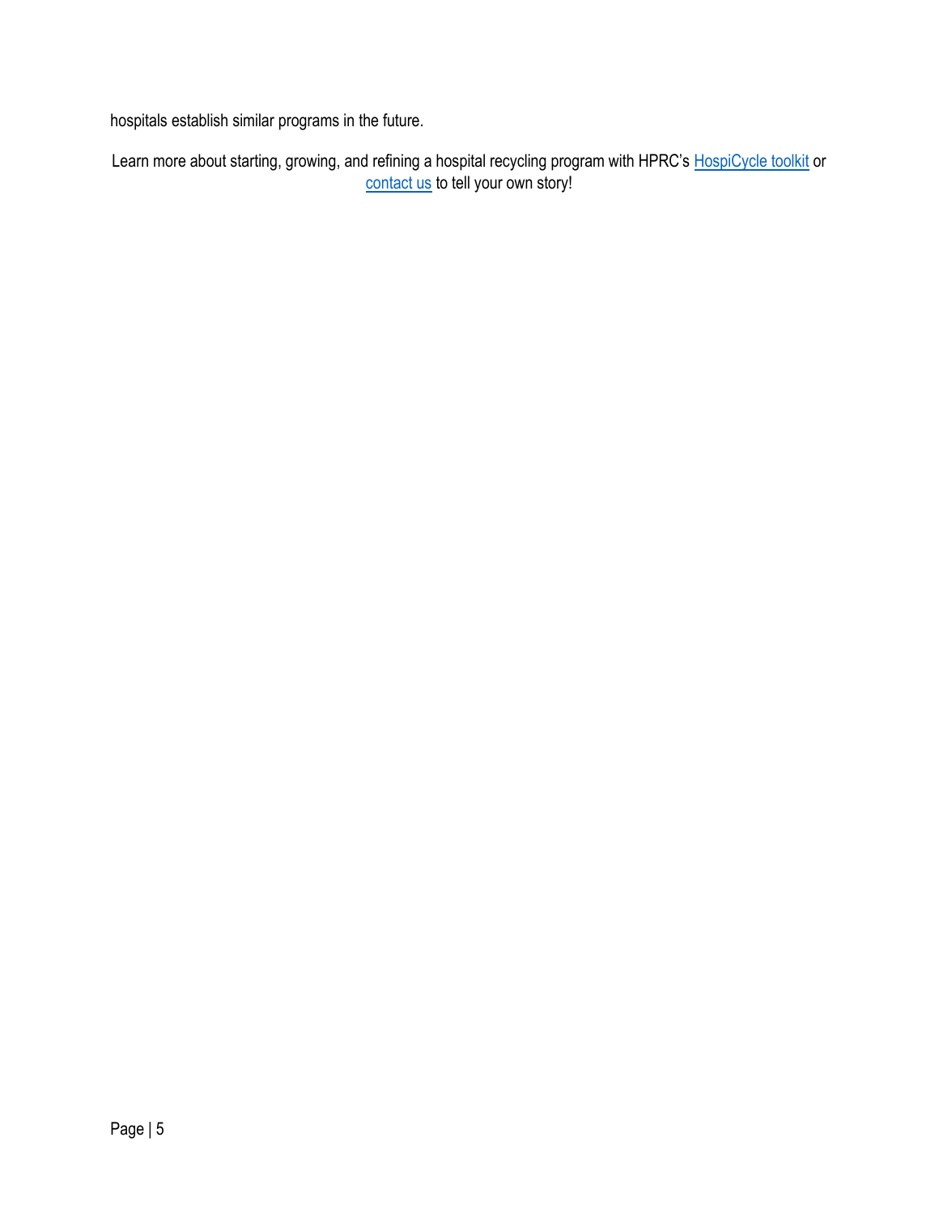hospitals establish similar programs in the future.

Learn more about starting, growing, and refining a hospital recycling program with HPRC's HospiCycle toolkit or contact us to tell your own story!